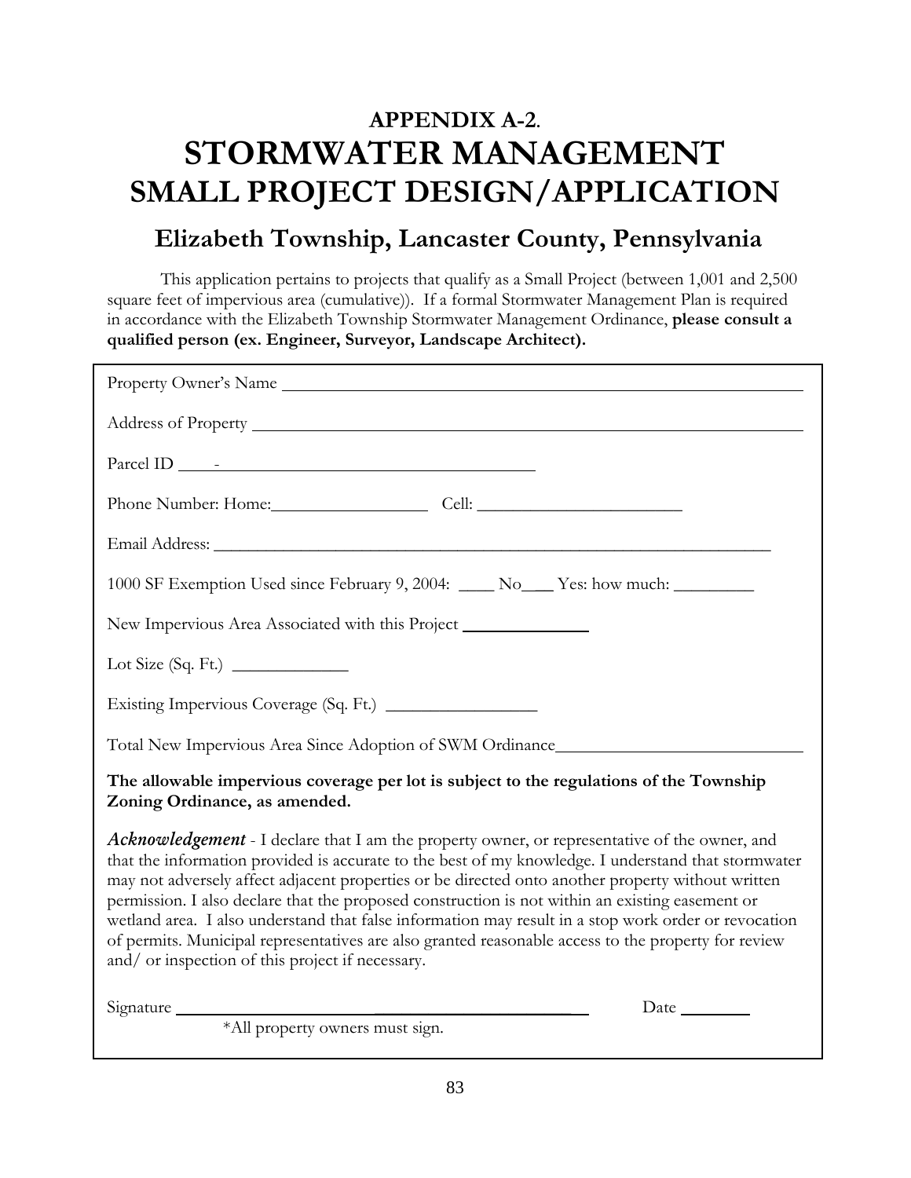**APPENDIX A-2**.

# STORMWATER MANAGEMENT SMALL PROJECT DESIGN/APPLICATION

## Elizabeth Township, Lancaster County, Pennsylvania

This application pertains to projects that qualify as a Small Project (between 1,001 and 2,500 square feet of impervious area (cumulative)). If a formal Stormwater Management Plan is required in accordance with the Elizabeth Township Stormwater Management Ordinance, **please consult a qualified person (ex. Engineer, Surveyor, Landscape Architect).**

Property Owner's Name ____________________________________________

Address of Property ____________________________________________

Parcel ID ____-______________________________

Phone Number: Home:________________ Cell: ____________________

Email Address: ____________________________________________

1000 SF Exemption Used since February 9, 2004: ____ No___ Yes: how much: _________

New Impervious Area Associated with this Project ____________

Lot Size (Sq. Ft.) ____________

Existing Impervious Coverage (Sq. Ft.) ______________

Total New Impervious Area Since Adoption of SWM Ordinance________________________

**The allowable impervious coverage per lot is subject to the regulations of the Township Zoning Ordinance, as amended.**

***Acknowledgement*** - I declare that I am the property owner, or representative of the owner, and that the information provided is accurate to the best of my knowledge. I understand that stormwater may not adversely affect adjacent properties or be directed onto another property without written permission. I also declare that the proposed construction is not within an existing easement or wetland area. I also understand that false information may result in a stop work order or revocation of permits. Municipal representatives are also granted reasonable access to the property for review and/ or inspection of this project if necessary.

Signature ______________________________________ Date ________

*All property owners must sign.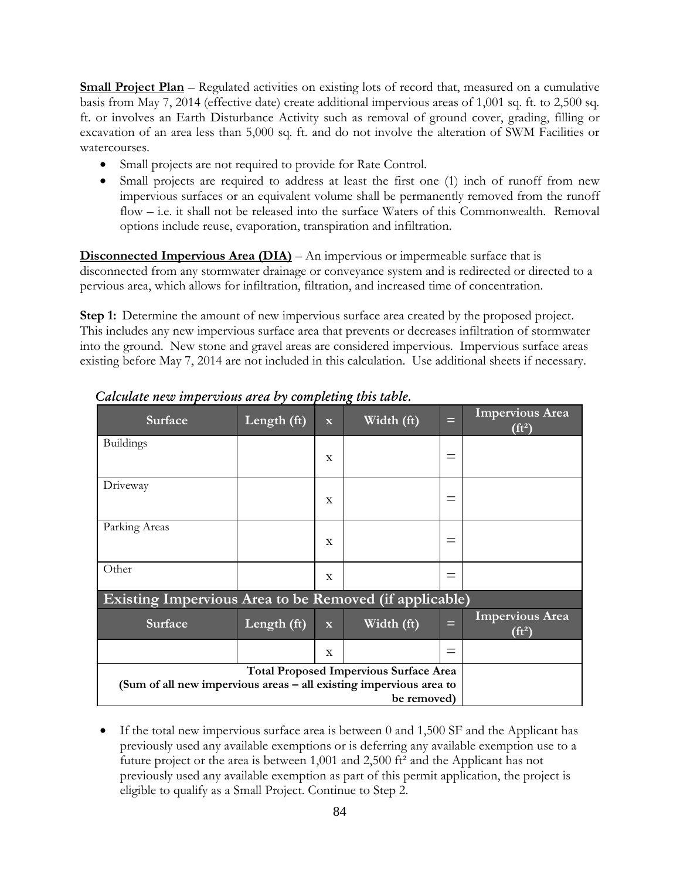**Small Project Plan** – Regulated activities on existing lots of record that, measured on a cumulative basis from May 7, 2014 (effective date) create additional impervious areas of 1,001 sq. ft. to 2,500 sq. ft. or involves an Earth Disturbance Activity such as removal of ground cover, grading, filling or excavation of an area less than 5,000 sq. ft. and do not involve the alteration of SWM Facilities or watercourses.

- Small projects are not required to provide for Rate Control.
- Small projects are required to address at least the first one (1) inch of runoff from new impervious surfaces or an equivalent volume shall be permanently removed from the runoff flow – i.e. it shall not be released into the surface Waters of this Commonwealth. Removal options include reuse, evaporation, transpiration and infiltration.

**Disconnected Impervious Area (DIA)** – An impervious or impermeable surface that is disconnected from any stormwater drainage or conveyance system and is redirected or directed to a pervious area, which allows for infiltration, filtration, and increased time of concentration.

**Step 1:** Determine the amount of new impervious surface area created by the proposed project. This includes any new impervious surface area that prevents or decreases infiltration of stormwater into the ground. New stone and gravel areas are considered impervious. Impervious surface areas existing before May 7, 2014 are not included in this calculation. Use additional sheets if necessary.

*Calculate new impervious area by completing this table.*

| Surface | Length (ft) | x | Width (ft) | = | Impervious Area (ft²) |
|---|---|---|---|---|---|
| Buildings | | x | | = | |
| Driveway | | x | | = | |
| Parking Areas | | x | | = | |
| Other | | x | | = | |
| **Existing Impervious Area to be Removed (if applicable)** | | | | | |
| **Surface** | **Length (ft)** | **x** | **Width (ft)** | **=** | **Impervious Area (ft²)** |
| | | x | | = | |
| **Total Proposed Impervious Surface Area (Sum of all new impervious areas – all existing impervious area to be removed)** | | | | | |

- If the total new impervious surface area is between 0 and 1,500 SF and the Applicant has previously used any available exemptions or is deferring any available exemption use to a future project or the area is between 1,001 and 2,500 ft² and the Applicant has not previously used any available exemption as part of this permit application, the project is eligible to qualify as a Small Project. Continue to Step 2.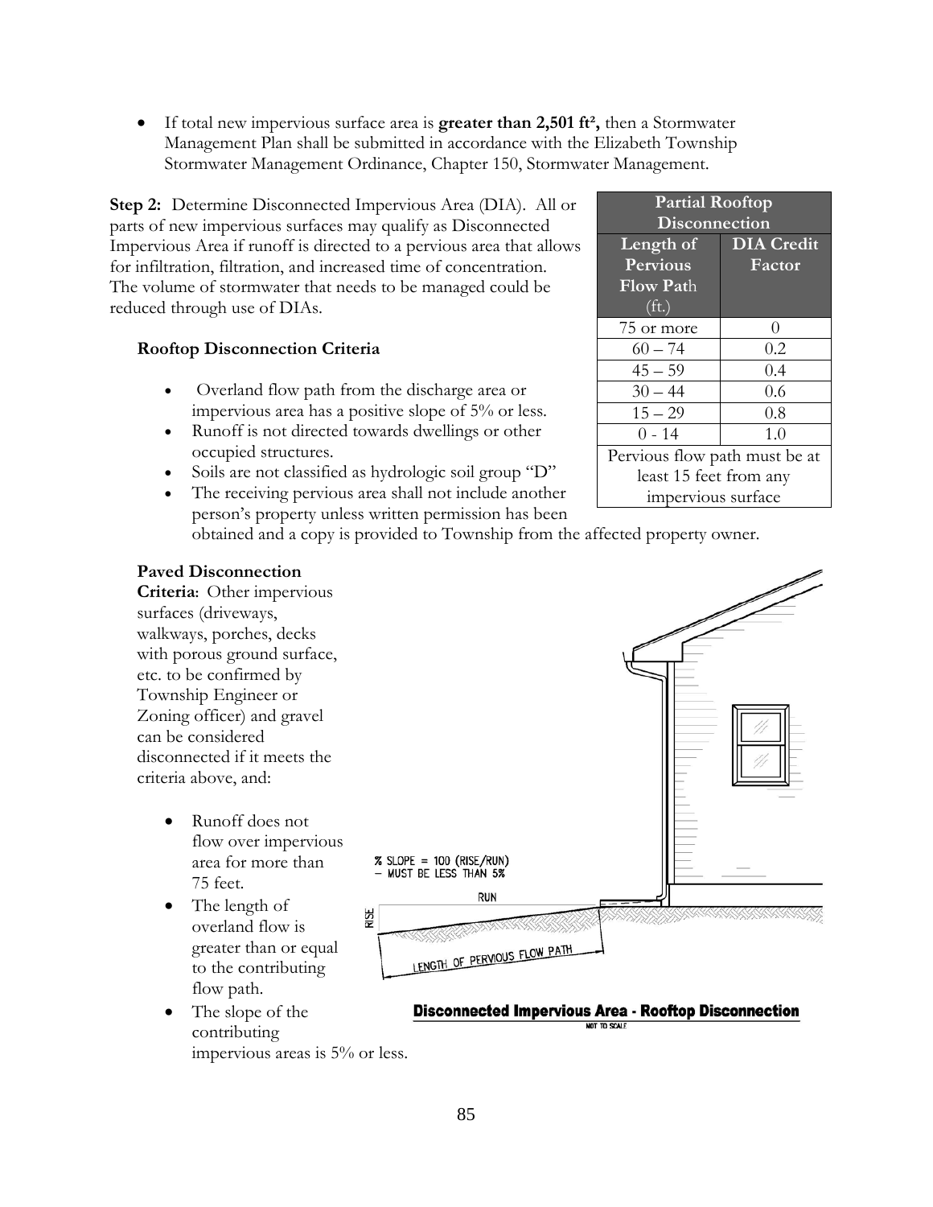- If total new impervious surface area is **greater than 2,501 ft²,** then a Stormwater Management Plan shall be submitted in accordance with the Elizabeth Township Stormwater Management Ordinance, Chapter 150, Stormwater Management.

**Step 2:** Determine Disconnected Impervious Area (DIA). All or parts of new impervious surfaces may qualify as Disconnected Impervious Area if runoff is directed to a pervious area that allows for infiltration, filtration, and increased time of concentration. The volume of stormwater that needs to be managed could be reduced through use of DIAs.

| Partial Rooftop Disconnection | |
|---|---|
| **Length of Pervious Flow Path** (ft.) | **DIA Credit Factor** |
| 75 or more | 0 |
| 60 – 74 | 0.2 |
| 45 – 59 | 0.4 |
| 30 – 44 | 0.6 |
| 15 – 29 | 0.8 |
| 0 - 14 | 1.0 |
| Pervious flow path must be at least 15 feet from any impervious surface | |

**Rooftop Disconnection Criteria**

- Overland flow path from the discharge area or impervious area has a positive slope of 5% or less.
- Runoff is not directed towards dwellings or other occupied structures.
- Soils are not classified as hydrologic soil group "D"
- The receiving pervious area shall not include another person's property unless written permission has been obtained and a copy is provided to Township from the affected property owner.

**Paved Disconnection Criteria**: Other impervious surfaces (driveways, walkways, porches, decks with porous ground surface, etc. to be confirmed by Township Engineer or Zoning officer) and gravel can be considered disconnected if it meets the criteria above, and:

- Runoff does not flow over impervious area for more than 75 feet.
- The length of overland flow is greater than or equal to the contributing flow path.
- The slope of the contributing impervious areas is 5% or less.

% SLOPE = 100 (RISE/RUN) – MUST BE LESS THAN 5%

RUN

RISE

LENGTH OF PERVIOUS FLOW PATH

**Disconnected Impervious Area - Rooftop Disconnection**

NOT TO SCALE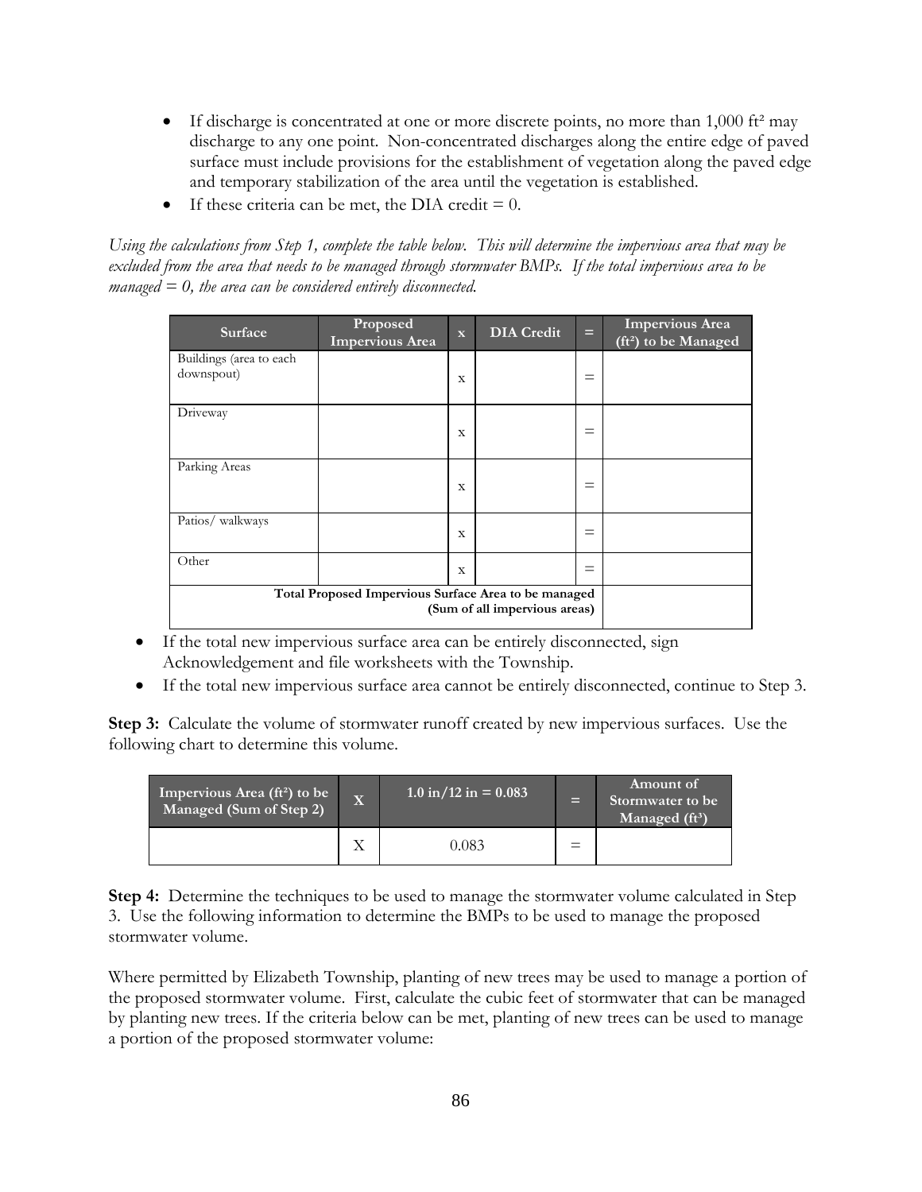- If discharge is concentrated at one or more discrete points, no more than 1,000 ft² may discharge to any one point. Non-concentrated discharges along the entire edge of paved surface must include provisions for the establishment of vegetation along the paved edge and temporary stabilization of the area until the vegetation is established.
- If these criteria can be met, the DIA credit = 0.

*Using the calculations from Step 1, complete the table below. This will determine the impervious area that may be excluded from the area that needs to be managed through stormwater BMPs. If the total impervious area to be managed = 0, the area can be considered entirely disconnected.*

| Surface | Proposed Impervious Area | x | DIA Credit | = | Impervious Area (ft²) to be Managed |
|---|---|---|---|---|---|
| Buildings (area to each downspout) | | x | | = | |
| Driveway | | x | | = | |
| Parking Areas | | x | | = | |
| Patios/ walkways | | x | | = | |
| Other | | x | | = | |
| **Total Proposed Impervious Surface Area to be managed (Sum of all impervious areas)** | | | | | |

- If the total new impervious surface area can be entirely disconnected, sign Acknowledgement and file worksheets with the Township.
- If the total new impervious surface area cannot be entirely disconnected, continue to Step 3.

**Step 3:** Calculate the volume of stormwater runoff created by new impervious surfaces. Use the following chart to determine this volume.

| Impervious Area (ft²) to be Managed (Sum of Step 2) | X | 1.0 in/12 in = 0.083 | = | Amount of Stormwater to be Managed (ft³) |
|---|---|---|---|---|
| | X | 0.083 | = | |

**Step 4:** Determine the techniques to be used to manage the stormwater volume calculated in Step 3. Use the following information to determine the BMPs to be used to manage the proposed stormwater volume.

Where permitted by Elizabeth Township, planting of new trees may be used to manage a portion of the proposed stormwater volume. First, calculate the cubic feet of stormwater that can be managed by planting new trees. If the criteria below can be met, planting of new trees can be used to manage a portion of the proposed stormwater volume: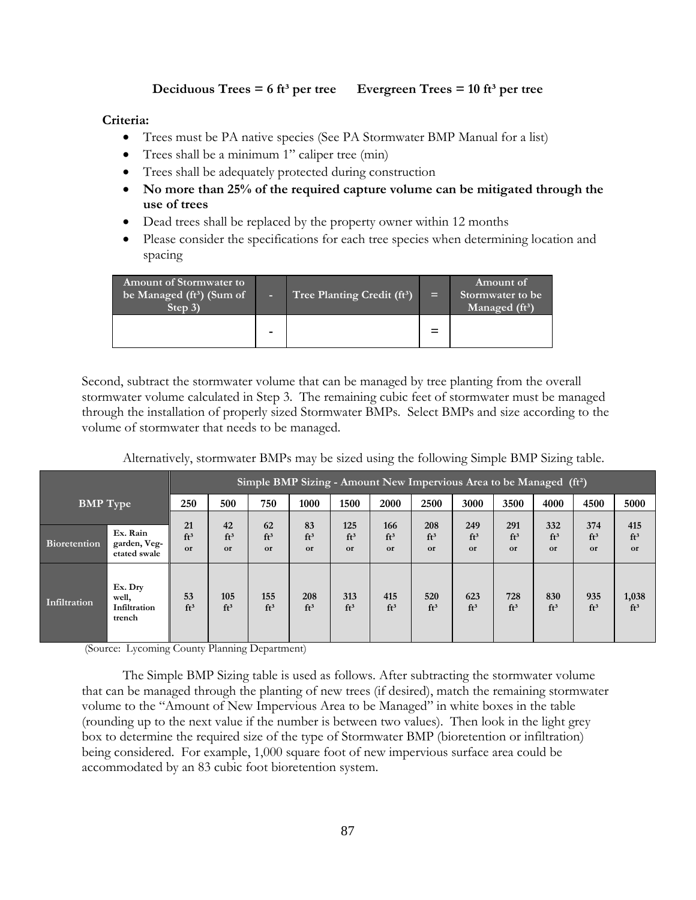**Deciduous Trees = 6 ft³ per tree Evergreen Trees = 10 ft³ per tree**

**Criteria:**

- Trees must be PA native species (See PA Stormwater BMP Manual for a list)
- Trees shall be a minimum 1" caliper tree (min)
- Trees shall be adequately protected during construction
- **No more than 25% of the required capture volume can be mitigated through the use of trees**
- Dead trees shall be replaced by the property owner within 12 months
- Please consider the specifications for each tree species when determining location and spacing

| Amount of Stormwater to be Managed (ft³) (Sum of Step 3) | - | Tree Planting Credit (ft³) | = | Amount of Stormwater to be Managed (ft³) |
|---|---|---|---|---|
| | - | | = | |

Second, subtract the stormwater volume that can be managed by tree planting from the overall stormwater volume calculated in Step 3. The remaining cubic feet of stormwater must be managed through the installation of properly sized Stormwater BMPs. Select BMPs and size according to the volume of stormwater that needs to be managed.

Alternatively, stormwater BMPs may be sized using the following Simple BMP Sizing table.

| BMP Type | | Simple BMP Sizing - Amount New Impervious Area to be Managed (ft²) | | | | | | | | | | | |
|---|---|---|---|---|---|---|---|---|---|---|---|---|---|
| | | 250 | 500 | 750 | 1000 | 1500 | 2000 | 2500 | 3000 | 3500 | 4000 | 4500 | 5000 |
| Bioretention | Ex. Rain garden, Vegetated swale | 21 ft³ or | 42 ft³ or | 62 ft³ or | 83 ft³ or | 125 ft³ or | 166 ft³ or | 208 ft³ or | 249 ft³ or | 291 ft³ or | 332 ft³ or | 374 ft³ or | 415 ft³ or |
| Infiltration | Ex. Dry well, Infiltration trench | 53 ft³ | 105 ft³ | 155 ft³ | 208 ft³ | 313 ft³ | 415 ft³ | 520 ft³ | 623 ft³ | 728 ft³ | 830 ft³ | 935 ft³ | 1,038 ft³ |

(Source: Lycoming County Planning Department)

The Simple BMP Sizing table is used as follows. After subtracting the stormwater volume that can be managed through the planting of new trees (if desired), match the remaining stormwater volume to the "Amount of New Impervious Area to be Managed" in white boxes in the table (rounding up to the next value if the number is between two values). Then look in the light grey box to determine the required size of the type of Stormwater BMP (bioretention or infiltration) being considered. For example, 1,000 square foot of new impervious surface area could be accommodated by an 83 cubic foot bioretention system.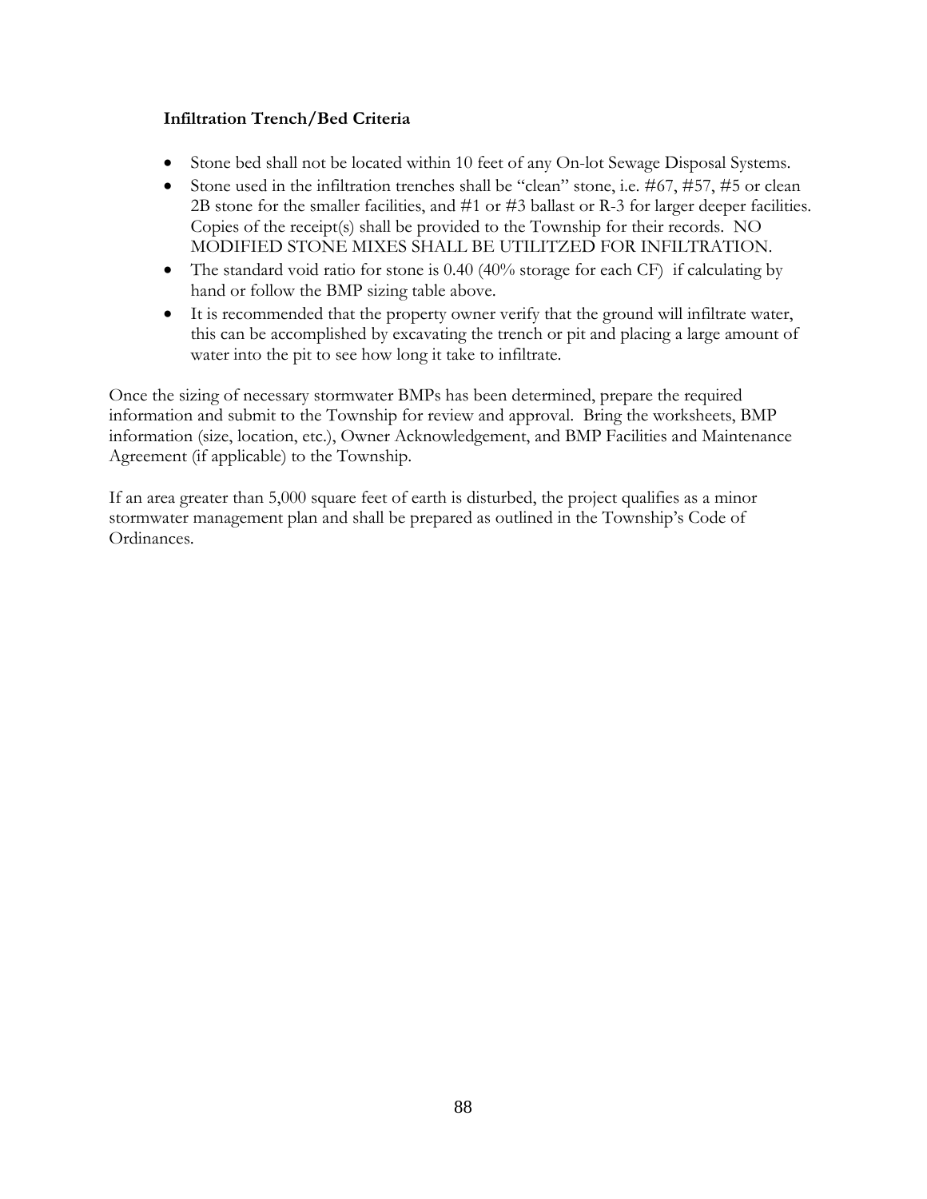**Infiltration Trench/Bed Criteria**

- Stone bed shall not be located within 10 feet of any On-lot Sewage Disposal Systems.
- Stone used in the infiltration trenches shall be "clean" stone, i.e. #67, #57, #5 or clean 2B stone for the smaller facilities, and #1 or #3 ballast or R-3 for larger deeper facilities. Copies of the receipt(s) shall be provided to the Township for their records. NO MODIFIED STONE MIXES SHALL BE UTILITZED FOR INFILTRATION.
- The standard void ratio for stone is 0.40 (40% storage for each CF) if calculating by hand or follow the BMP sizing table above.
- It is recommended that the property owner verify that the ground will infiltrate water, this can be accomplished by excavating the trench or pit and placing a large amount of water into the pit to see how long it take to infiltrate.

Once the sizing of necessary stormwater BMPs has been determined, prepare the required information and submit to the Township for review and approval. Bring the worksheets, BMP information (size, location, etc.), Owner Acknowledgement, and BMP Facilities and Maintenance Agreement (if applicable) to the Township.

If an area greater than 5,000 square feet of earth is disturbed, the project qualifies as a minor stormwater management plan and shall be prepared as outlined in the Township's Code of Ordinances.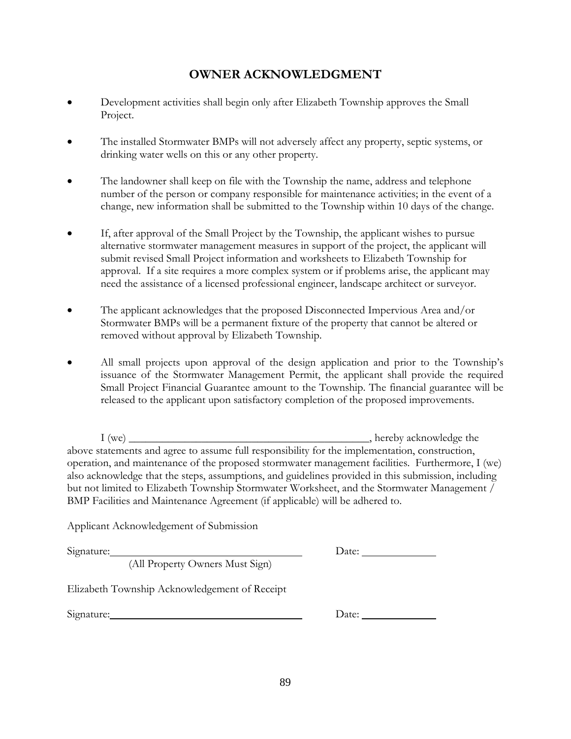# OWNER ACKNOWLEDGMENT

- Development activities shall begin only after Elizabeth Township approves the Small Project.
- The installed Stormwater BMPs will not adversely affect any property, septic systems, or drinking water wells on this or any other property.
- The landowner shall keep on file with the Township the name, address and telephone number of the person or company responsible for maintenance activities; in the event of a change, new information shall be submitted to the Township within 10 days of the change.
- If, after approval of the Small Project by the Township, the applicant wishes to pursue alternative stormwater management measures in support of the project, the applicant will submit revised Small Project information and worksheets to Elizabeth Township for approval. If a site requires a more complex system or if problems arise, the applicant may need the assistance of a licensed professional engineer, landscape architect or surveyor.
- The applicant acknowledges that the proposed Disconnected Impervious Area and/or Stormwater BMPs will be a permanent fixture of the property that cannot be altered or removed without approval by Elizabeth Township.
- All small projects upon approval of the design application and prior to the Township's issuance of the Stormwater Management Permit, the applicant shall provide the required Small Project Financial Guarantee amount to the Township. The financial guarantee will be released to the applicant upon satisfactory completion of the proposed improvements.

I (we) _____________________________________________, hereby acknowledge the above statements and agree to assume full responsibility for the implementation, construction, operation, and maintenance of the proposed stormwater management facilities. Furthermore, I (we) also acknowledge that the steps, assumptions, and guidelines provided in this submission, including but not limited to Elizabeth Township Stormwater Worksheet, and the Stormwater Management / BMP Facilities and Maintenance Agreement (if applicable) will be adhered to.

Applicant Acknowledgement of Submission

Signature:___________________________________ Date: _____________
(All Property Owners Must Sign)

Elizabeth Township Acknowledgement of Receipt

Signature:___________________________________ Date: _____________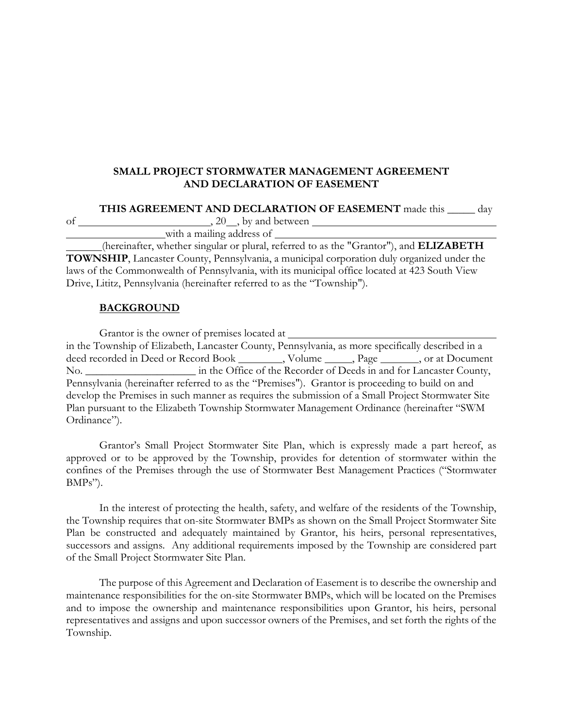**SMALL PROJECT STORMWATER MANAGEMENT AGREEMENT AND DECLARATION OF EASEMENT**

**THIS AGREEMENT AND DECLARATION OF EASEMENT** made this _____ day of ________________________, 20__, by and between ________________________________________ with a mailing address of ________________________________________ (hereinafter, whether singular or plural, referred to as the "Grantor"), and **ELIZABETH TOWNSHIP**, Lancaster County, Pennsylvania, a municipal corporation duly organized under the laws of the Commonwealth of Pennsylvania, with its municipal office located at 423 South View Drive, Lititz, Pennsylvania (hereinafter referred to as the "Township").

**BACKGROUND**

Grantor is the owner of premises located at ________________________________________ in the Township of Elizabeth, Lancaster County, Pennsylvania, as more specifically described in a deed recorded in Deed or Record Book ________, Volume _____, Page _______, or at Document No. ____________________ in the Office of the Recorder of Deeds in and for Lancaster County, Pennsylvania (hereinafter referred to as the "Premises"). Grantor is proceeding to build on and develop the Premises in such manner as requires the submission of a Small Project Stormwater Site Plan pursuant to the Elizabeth Township Stormwater Management Ordinance (hereinafter "SWM Ordinance").

Grantor's Small Project Stormwater Site Plan, which is expressly made a part hereof, as approved or to be approved by the Township, provides for detention of stormwater within the confines of the Premises through the use of Stormwater Best Management Practices ("Stormwater BMPs").

In the interest of protecting the health, safety, and welfare of the residents of the Township, the Township requires that on-site Stormwater BMPs as shown on the Small Project Stormwater Site Plan be constructed and adequately maintained by Grantor, his heirs, personal representatives, successors and assigns. Any additional requirements imposed by the Township are considered part of the Small Project Stormwater Site Plan.

The purpose of this Agreement and Declaration of Easement is to describe the ownership and maintenance responsibilities for the on-site Stormwater BMPs, which will be located on the Premises and to impose the ownership and maintenance responsibilities upon Grantor, his heirs, personal representatives and assigns and upon successor owners of the Premises, and set forth the rights of the Township.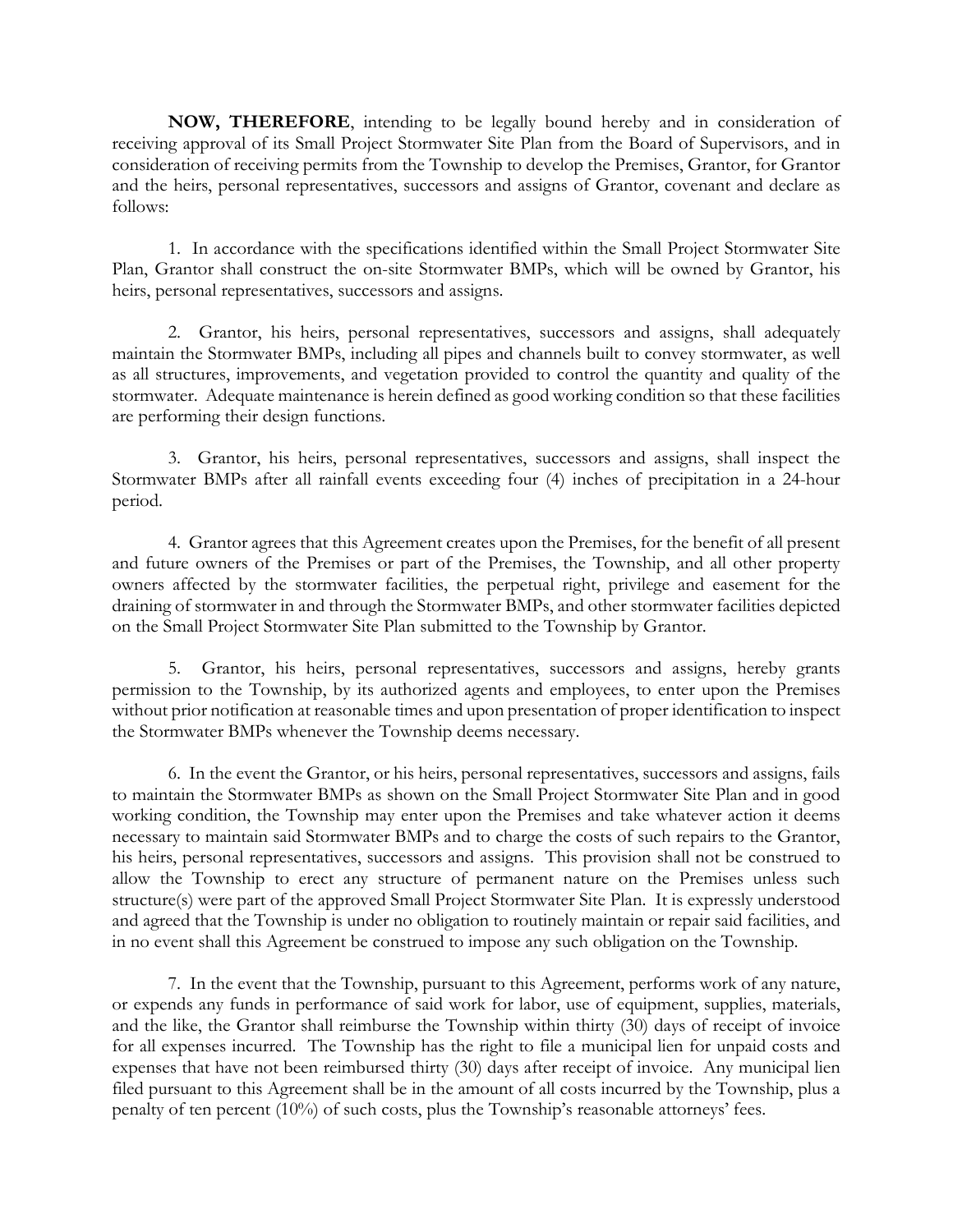**NOW, THEREFORE**, intending to be legally bound hereby and in consideration of receiving approval of its Small Project Stormwater Site Plan from the Board of Supervisors, and in consideration of receiving permits from the Township to develop the Premises, Grantor, for Grantor and the heirs, personal representatives, successors and assigns of Grantor, covenant and declare as follows:

1. In accordance with the specifications identified within the Small Project Stormwater Site Plan, Grantor shall construct the on-site Stormwater BMPs, which will be owned by Grantor, his heirs, personal representatives, successors and assigns.

2. Grantor, his heirs, personal representatives, successors and assigns, shall adequately maintain the Stormwater BMPs, including all pipes and channels built to convey stormwater, as well as all structures, improvements, and vegetation provided to control the quantity and quality of the stormwater. Adequate maintenance is herein defined as good working condition so that these facilities are performing their design functions.

3. Grantor, his heirs, personal representatives, successors and assigns, shall inspect the Stormwater BMPs after all rainfall events exceeding four (4) inches of precipitation in a 24-hour period.

4. Grantor agrees that this Agreement creates upon the Premises, for the benefit of all present and future owners of the Premises or part of the Premises, the Township, and all other property owners affected by the stormwater facilities, the perpetual right, privilege and easement for the draining of stormwater in and through the Stormwater BMPs, and other stormwater facilities depicted on the Small Project Stormwater Site Plan submitted to the Township by Grantor.

5. Grantor, his heirs, personal representatives, successors and assigns, hereby grants permission to the Township, by its authorized agents and employees, to enter upon the Premises without prior notification at reasonable times and upon presentation of proper identification to inspect the Stormwater BMPs whenever the Township deems necessary.

6. In the event the Grantor, or his heirs, personal representatives, successors and assigns, fails to maintain the Stormwater BMPs as shown on the Small Project Stormwater Site Plan and in good working condition, the Township may enter upon the Premises and take whatever action it deems necessary to maintain said Stormwater BMPs and to charge the costs of such repairs to the Grantor, his heirs, personal representatives, successors and assigns. This provision shall not be construed to allow the Township to erect any structure of permanent nature on the Premises unless such structure(s) were part of the approved Small Project Stormwater Site Plan. It is expressly understood and agreed that the Township is under no obligation to routinely maintain or repair said facilities, and in no event shall this Agreement be construed to impose any such obligation on the Township.

7. In the event that the Township, pursuant to this Agreement, performs work of any nature, or expends any funds in performance of said work for labor, use of equipment, supplies, materials, and the like, the Grantor shall reimburse the Township within thirty (30) days of receipt of invoice for all expenses incurred. The Township has the right to file a municipal lien for unpaid costs and expenses that have not been reimbursed thirty (30) days after receipt of invoice. Any municipal lien filed pursuant to this Agreement shall be in the amount of all costs incurred by the Township, plus a penalty of ten percent (10%) of such costs, plus the Township's reasonable attorneys' fees.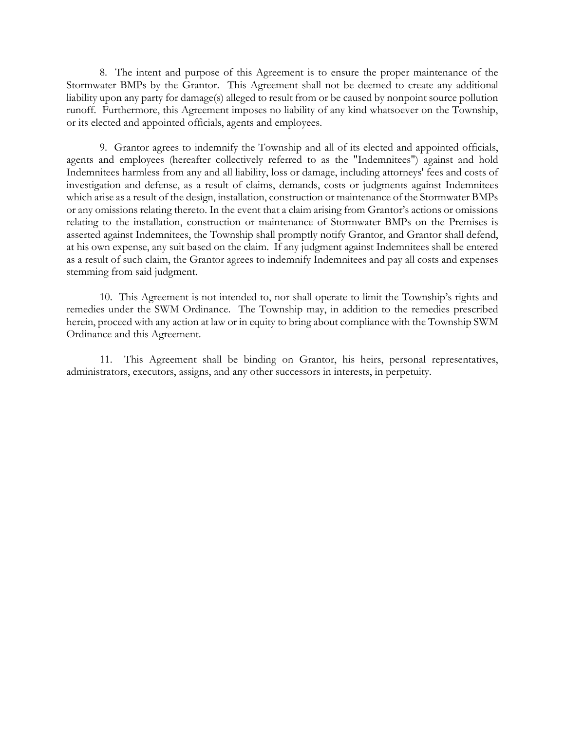8. The intent and purpose of this Agreement is to ensure the proper maintenance of the Stormwater BMPs by the Grantor. This Agreement shall not be deemed to create any additional liability upon any party for damage(s) alleged to result from or be caused by nonpoint source pollution runoff. Furthermore, this Agreement imposes no liability of any kind whatsoever on the Township, or its elected and appointed officials, agents and employees.

9. Grantor agrees to indemnify the Township and all of its elected and appointed officials, agents and employees (hereafter collectively referred to as the "Indemnitees") against and hold Indemnitees harmless from any and all liability, loss or damage, including attorneys' fees and costs of investigation and defense, as a result of claims, demands, costs or judgments against Indemnitees which arise as a result of the design, installation, construction or maintenance of the Stormwater BMPs or any omissions relating thereto. In the event that a claim arising from Grantor's actions or omissions relating to the installation, construction or maintenance of Stormwater BMPs on the Premises is asserted against Indemnitees, the Township shall promptly notify Grantor, and Grantor shall defend, at his own expense, any suit based on the claim. If any judgment against Indemnitees shall be entered as a result of such claim, the Grantor agrees to indemnify Indemnitees and pay all costs and expenses stemming from said judgment.

10. This Agreement is not intended to, nor shall operate to limit the Township's rights and remedies under the SWM Ordinance. The Township may, in addition to the remedies prescribed herein, proceed with any action at law or in equity to bring about compliance with the Township SWM Ordinance and this Agreement.

11. This Agreement shall be binding on Grantor, his heirs, personal representatives, administrators, executors, assigns, and any other successors in interests, in perpetuity.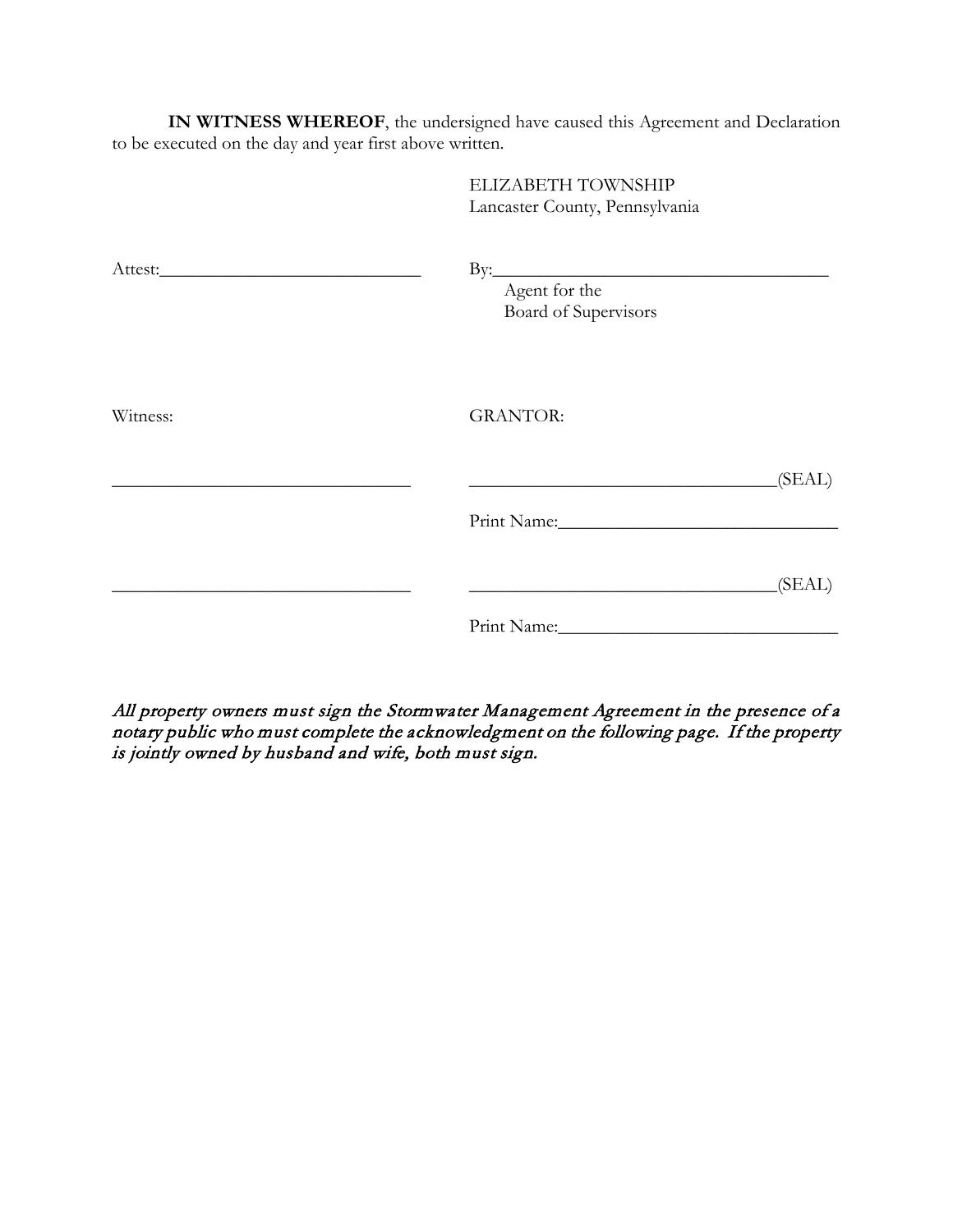**IN WITNESS WHEREOF**, the undersigned have caused this Agreement and Declaration to be executed on the day and year first above written.

ELIZABETH TOWNSHIP
Lancaster County, Pennsylvania

Attest:______________________________ By:______________________________________
Agent for the
Board of Supervisors

Witness: GRANTOR:

________________________________ _________________________________(SEAL)

Print Name:______________________________

________________________________ _________________________________(SEAL)

Print Name:______________________________

*All property owners must sign the Stormwater Management Agreement in the presence of a notary public who must complete the acknowledgment on the following page. If the property is jointly owned by husband and wife, both must sign.*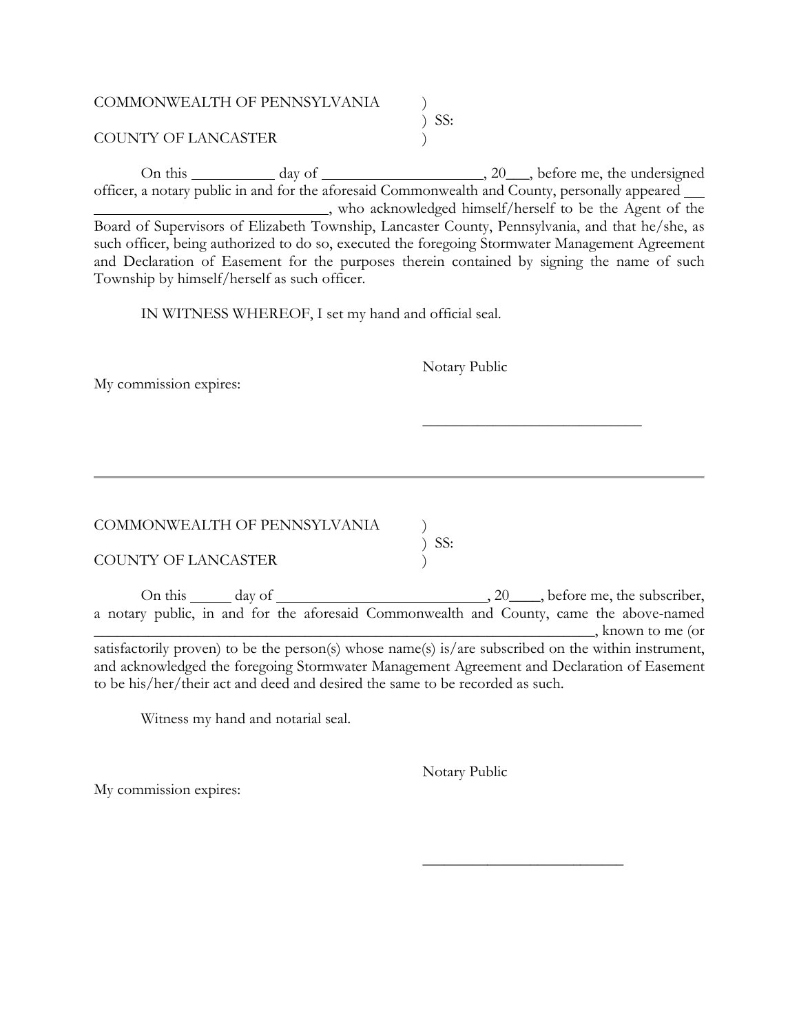COMMONWEALTH OF PENNSYLVANIA )
) SS:
COUNTY OF LANCASTER )

On this __________ day of ____________________, 20___, before me, the undersigned officer, a notary public in and for the aforesaid Commonwealth and County, personally appeared ___ ______________________________, who acknowledged himself/herself to be the Agent of the Board of Supervisors of Elizabeth Township, Lancaster County, Pennsylvania, and that he/she, as such officer, being authorized to do so, executed the foregoing Stormwater Management Agreement and Declaration of Easement for the purposes therein contained by signing the name of such Township by himself/herself as such officer.

IN WITNESS WHEREOF, I set my hand and official seal.

Notary Public

My commission expires:

____________________________

---

COMMONWEALTH OF PENNSYLVANIA )
) SS:
COUNTY OF LANCASTER )

On this _____ day of __________________________, 20____, before me, the subscriber, a notary public, in and for the aforesaid Commonwealth and County, came the above-named _________________________________________________________________, known to me (or satisfactorily proven) to be the person(s) whose name(s) is/are subscribed on the within instrument, and acknowledged the foregoing Stormwater Management Agreement and Declaration of Easement to be his/her/their act and deed and desired the same to be recorded as such.

Witness my hand and notarial seal.

Notary Public

My commission expires:

__________________________